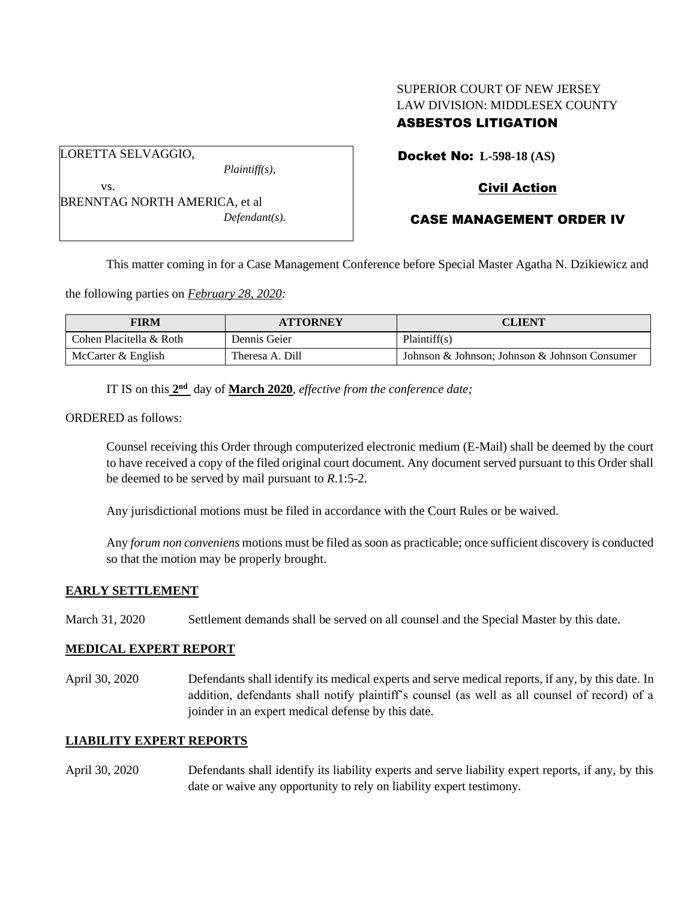SUPERIOR COURT OF NEW JERSEY
LAW DIVISION: MIDDLESEX COUNTY
**ASBESTOS LITIGATION**

LORETTA SELVAGGIO,
*Plaintiff(s),*
vs.
BRENNTAG NORTH AMERICA, et al
*Defendant(s).*

**Docket No: L-598-18 (AS)**

**Civil Action**

**CASE MANAGEMENT ORDER IV**

This matter coming in for a Case Management Conference before Special Master Agatha N. Dzikiewicz and the following parties on *February 28, 2020:*

| FIRM | ATTORNEY | CLIENT |
|---|---|---|
| Cohen Placitella & Roth | Dennis Geier | Plaintiff(s) |
| McCarter & English | Theresa A. Dill | Johnson & Johnson; Johnson & Johnson Consumer |

IT IS on this **2nd** day of **March 2020**, *effective from the conference date;*

ORDERED as follows:

Counsel receiving this Order through computerized electronic medium (E-Mail) shall be deemed by the court to have received a copy of the filed original court document. Any document served pursuant to this Order shall be deemed to be served by mail pursuant to *R*.1:5-2.

Any jurisdictional motions must be filed in accordance with the Court Rules or be waived.

Any *forum non conveniens* motions must be filed as soon as practicable; once sufficient discovery is conducted so that the motion may be properly brought.

**EARLY SETTLEMENT**

March 31, 2020 Settlement demands shall be served on all counsel and the Special Master by this date.

**MEDICAL EXPERT REPORT**

April 30, 2020 Defendants shall identify its medical experts and serve medical reports, if any, by this date. In addition, defendants shall notify plaintiff's counsel (as well as all counsel of record) of a joinder in an expert medical defense by this date.

**LIABILITY EXPERT REPORTS**

April 30, 2020 Defendants shall identify its liability experts and serve liability expert reports, if any, by this date or waive any opportunity to rely on liability expert testimony.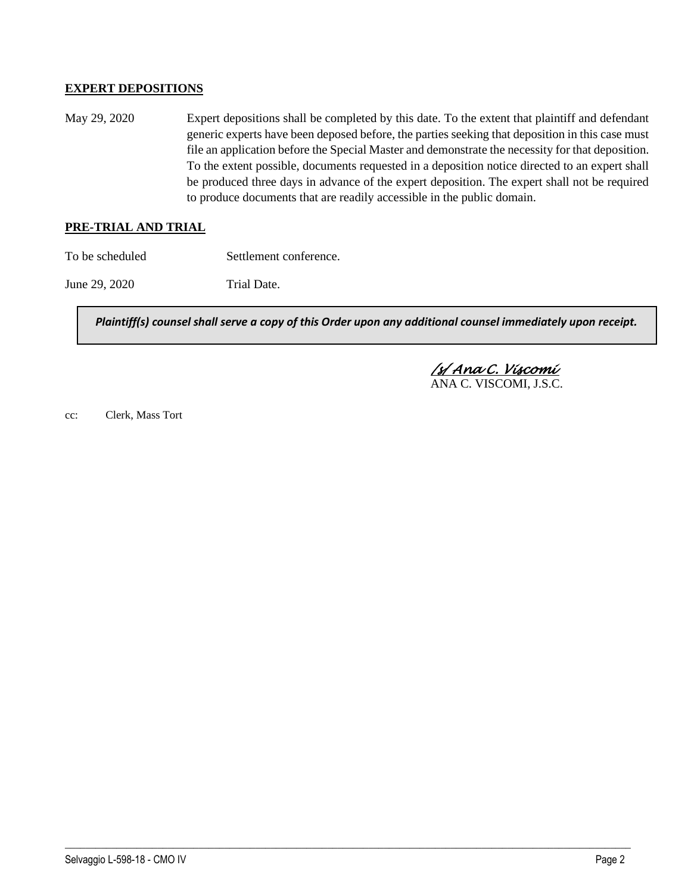**EXPERT DEPOSITIONS**

| | |
|---|---|
| May 29, 2020 | Expert depositions shall be completed by this date. To the extent that plaintiff and defendant generic experts have been deposed before, the parties seeking that deposition in this case must file an application before the Special Master and demonstrate the necessity for that deposition. To the extent possible, documents requested in a deposition notice directed to an expert shall be produced three days in advance of the expert deposition. The expert shall not be required to produce documents that are readily accessible in the public domain. |

**PRE-TRIAL AND TRIAL**

| | |
|---|---|
| To be scheduled | Settlement conference. |
| June 29, 2020 | Trial Date. |

***Plaintiff(s) counsel shall serve a copy of this Order upon any additional counsel immediately upon receipt.***

*/s/ Ana C. Viscomi*
ANA C. VISCOMI, J.S.C.

cc: Clerk, Mass Tort